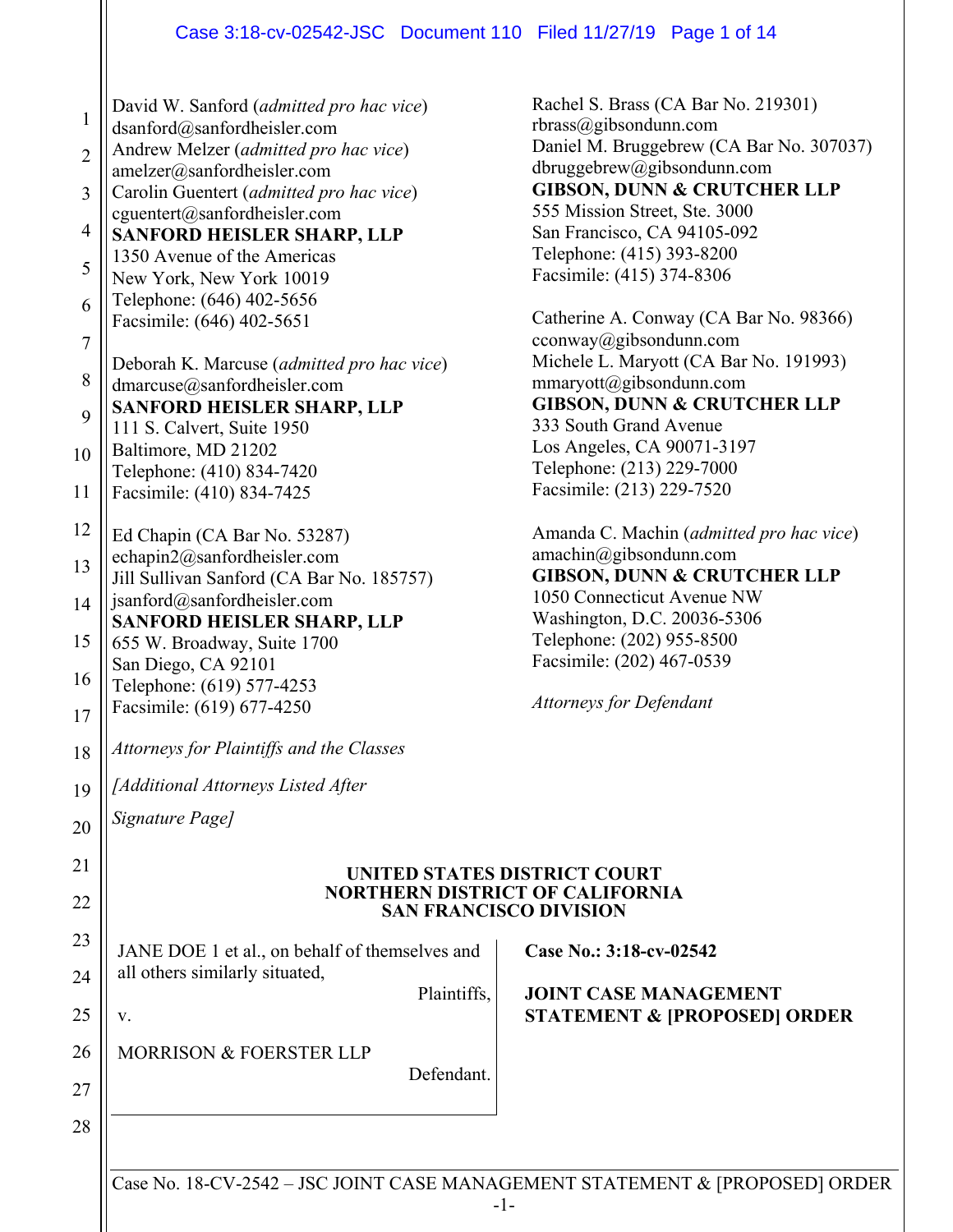David W. Sanford (*admitted pro hac vice*)
dsanford@sanfordheisler.com
Andrew Melzer (*admitted pro hac vice*)
amelzer@sanfordheisler.com
Carolin Guentert (*admitted pro hac vice*)
cguentert@sanfordheisler.com
**SANFORD HEISLER SHARP, LLP**
1350 Avenue of the Americas
New York, New York 10019
Telephone: (646) 402-5656
Facsimile: (646) 402-5651

Deborah K. Marcuse (*admitted pro hac vice*)
dmarcuse@sanfordheisler.com
**SANFORD HEISLER SHARP, LLP**
111 S. Calvert, Suite 1950
Baltimore, MD 21202
Telephone: (410) 834-7420
Facsimile: (410) 834-7425

Ed Chapin (CA Bar No. 53287)
echapin2@sanfordheisler.com
Jill Sullivan Sanford (CA Bar No. 185757)
jsanford@sanfordheisler.com
**SANFORD HEISLER SHARP, LLP**
655 W. Broadway, Suite 1700
San Diego, CA 92101
Telephone: (619) 577-4253
Facsimile: (619) 677-4250

*Attorneys for Plaintiffs and the Classes*

*[Additional Attorneys Listed After Signature Page]*

Rachel S. Brass (CA Bar No. 219301)
rbrass@gibsondunn.com
Daniel M. Bruggebrew (CA Bar No. 307037)
dbruggebrew@gibsondunn.com
**GIBSON, DUNN & CRUTCHER LLP**
555 Mission Street, Ste. 3000
San Francisco, CA 94105-092
Telephone: (415) 393-8200
Facsimile: (415) 374-8306

Catherine A. Conway (CA Bar No. 98366)
cconway@gibsondunn.com
Michele L. Maryott (CA Bar No. 191993)
mmaryott@gibsondunn.com
**GIBSON, DUNN & CRUTCHER LLP**
333 South Grand Avenue
Los Angeles, CA 90071-3197
Telephone: (213) 229-7000
Facsimile: (213) 229-7520

Amanda C. Machin (*admitted pro hac vice*)
amachin@gibsondunn.com
**GIBSON, DUNN & CRUTCHER LLP**
1050 Connecticut Avenue NW
Washington, D.C. 20036-5306
Telephone: (202) 955-8500
Facsimile: (202) 467-0539

*Attorneys for Defendant*

**UNITED STATES DISTRICT COURT**
**NORTHERN DISTRICT OF CALIFORNIA**
**SAN FRANCISCO DIVISION**

JANE DOE 1 et al., on behalf of themselves and all others similarly situated,

Plaintiffs,

v.

MORRISON & FOERSTER LLP

Defendant.

**Case No.: 3:18-cv-02542**

**JOINT CASE MANAGEMENT STATEMENT & [PROPOSED] ORDER**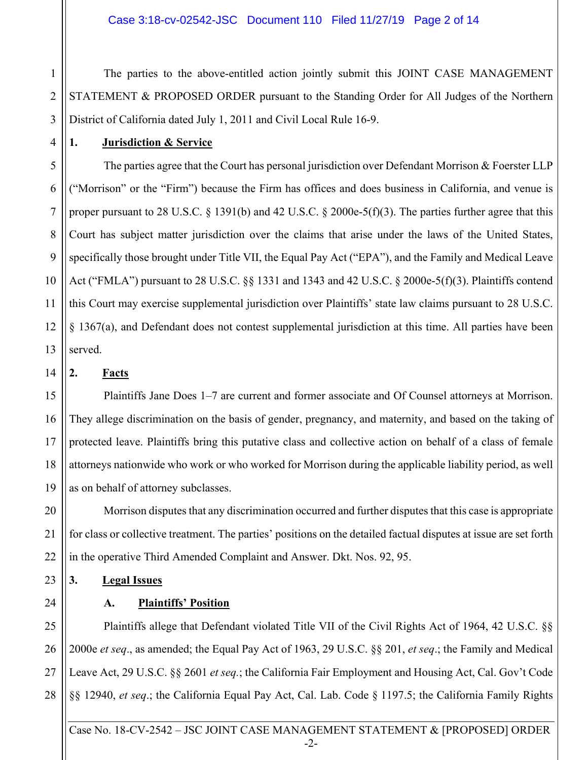The parties to the above-entitled action jointly submit this JOINT CASE MANAGEMENT STATEMENT & PROPOSED ORDER pursuant to the Standing Order for All Judges of the Northern District of California dated July 1, 2011 and Civil Local Rule 16-9.

**1. Jurisdiction & Service**

The parties agree that the Court has personal jurisdiction over Defendant Morrison & Foerster LLP ("Morrison" or the "Firm") because the Firm has offices and does business in California, and venue is proper pursuant to 28 U.S.C. § 1391(b) and 42 U.S.C. § 2000e-5(f)(3). The parties further agree that this Court has subject matter jurisdiction over the claims that arise under the laws of the United States, specifically those brought under Title VII, the Equal Pay Act ("EPA"), and the Family and Medical Leave Act ("FMLA") pursuant to 28 U.S.C. §§ 1331 and 1343 and 42 U.S.C. § 2000e-5(f)(3). Plaintiffs contend this Court may exercise supplemental jurisdiction over Plaintiffs' state law claims pursuant to 28 U.S.C. § 1367(a), and Defendant does not contest supplemental jurisdiction at this time. All parties have been served.

**2. Facts**

Plaintiffs Jane Does 1–7 are current and former associate and Of Counsel attorneys at Morrison. They allege discrimination on the basis of gender, pregnancy, and maternity, and based on the taking of protected leave. Plaintiffs bring this putative class and collective action on behalf of a class of female attorneys nationwide who work or who worked for Morrison during the applicable liability period, as well as on behalf of attorney subclasses.

Morrison disputes that any discrimination occurred and further disputes that this case is appropriate for class or collective treatment. The parties' positions on the detailed factual disputes at issue are set forth in the operative Third Amended Complaint and Answer. Dkt. Nos. 92, 95.

**3. Legal Issues**

**A. Plaintiffs' Position**

Plaintiffs allege that Defendant violated Title VII of the Civil Rights Act of 1964, 42 U.S.C. §§ 2000e *et seq*., as amended; the Equal Pay Act of 1963, 29 U.S.C. §§ 201, *et seq*.; the Family and Medical Leave Act, 29 U.S.C. §§ 2601 *et seq.*; the California Fair Employment and Housing Act, Cal. Gov't Code §§ 12940, *et seq*.; the California Equal Pay Act, Cal. Lab. Code § 1197.5; the California Family Rights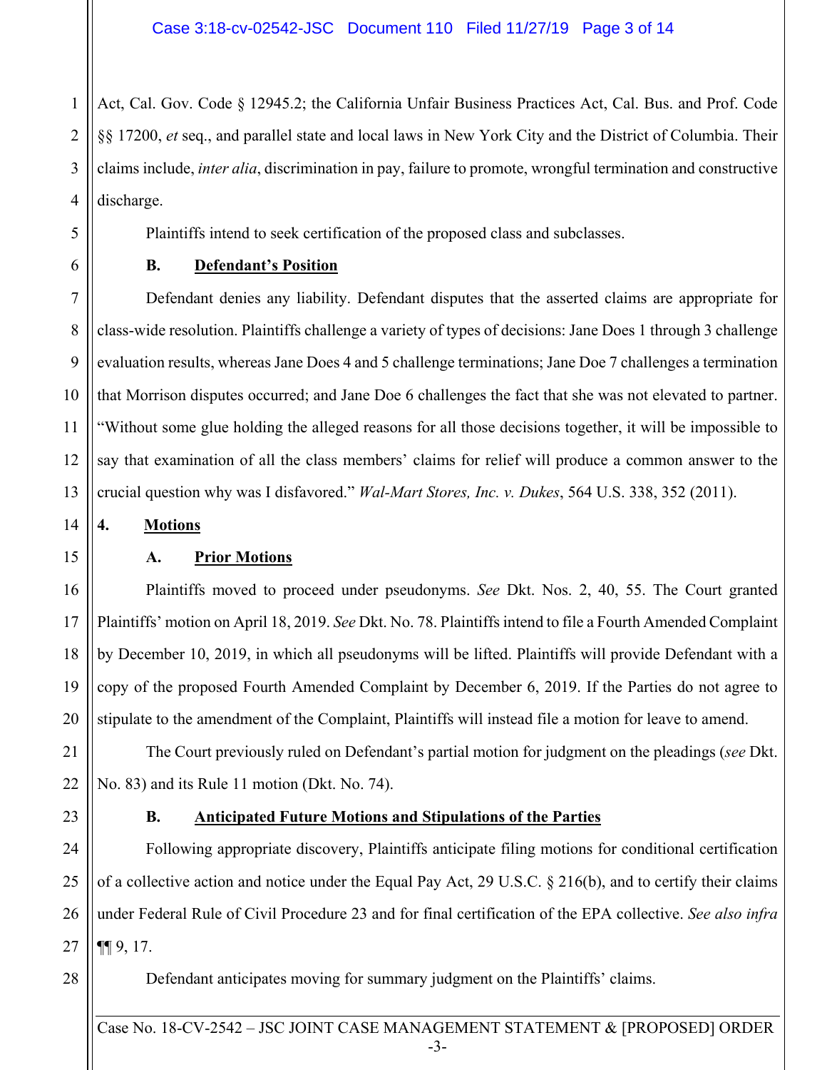Act, Cal. Gov. Code § 12945.2; the California Unfair Business Practices Act, Cal. Bus. and Prof. Code §§ 17200, *et* seq., and parallel state and local laws in New York City and the District of Columbia. Their claims include, *inter alia*, discrimination in pay, failure to promote, wrongful termination and constructive discharge.

Plaintiffs intend to seek certification of the proposed class and subclasses.

### B. Defendant's Position

Defendant denies any liability. Defendant disputes that the asserted claims are appropriate for class-wide resolution. Plaintiffs challenge a variety of types of decisions: Jane Does 1 through 3 challenge evaluation results, whereas Jane Does 4 and 5 challenge terminations; Jane Doe 7 challenges a termination that Morrison disputes occurred; and Jane Doe 6 challenges the fact that she was not elevated to partner. "Without some glue holding the alleged reasons for all those decisions together, it will be impossible to say that examination of all the class members' claims for relief will produce a common answer to the crucial question why was I disfavored." *Wal-Mart Stores, Inc. v. Dukes*, 564 U.S. 338, 352 (2011).

## 4. Motions

### A. Prior Motions

Plaintiffs moved to proceed under pseudonyms. *See* Dkt. Nos. 2, 40, 55. The Court granted Plaintiffs' motion on April 18, 2019. *See* Dkt. No. 78. Plaintiffs intend to file a Fourth Amended Complaint by December 10, 2019, in which all pseudonyms will be lifted. Plaintiffs will provide Defendant with a copy of the proposed Fourth Amended Complaint by December 6, 2019. If the Parties do not agree to stipulate to the amendment of the Complaint, Plaintiffs will instead file a motion for leave to amend.

The Court previously ruled on Defendant's partial motion for judgment on the pleadings (*see* Dkt. No. 83) and its Rule 11 motion (Dkt. No. 74).

### B. Anticipated Future Motions and Stipulations of the Parties

Following appropriate discovery, Plaintiffs anticipate filing motions for conditional certification of a collective action and notice under the Equal Pay Act, 29 U.S.C. § 216(b), and to certify their claims under Federal Rule of Civil Procedure 23 and for final certification of the EPA collective. *See also infra* ¶¶ 9, 17.

Defendant anticipates moving for summary judgment on the Plaintiffs' claims.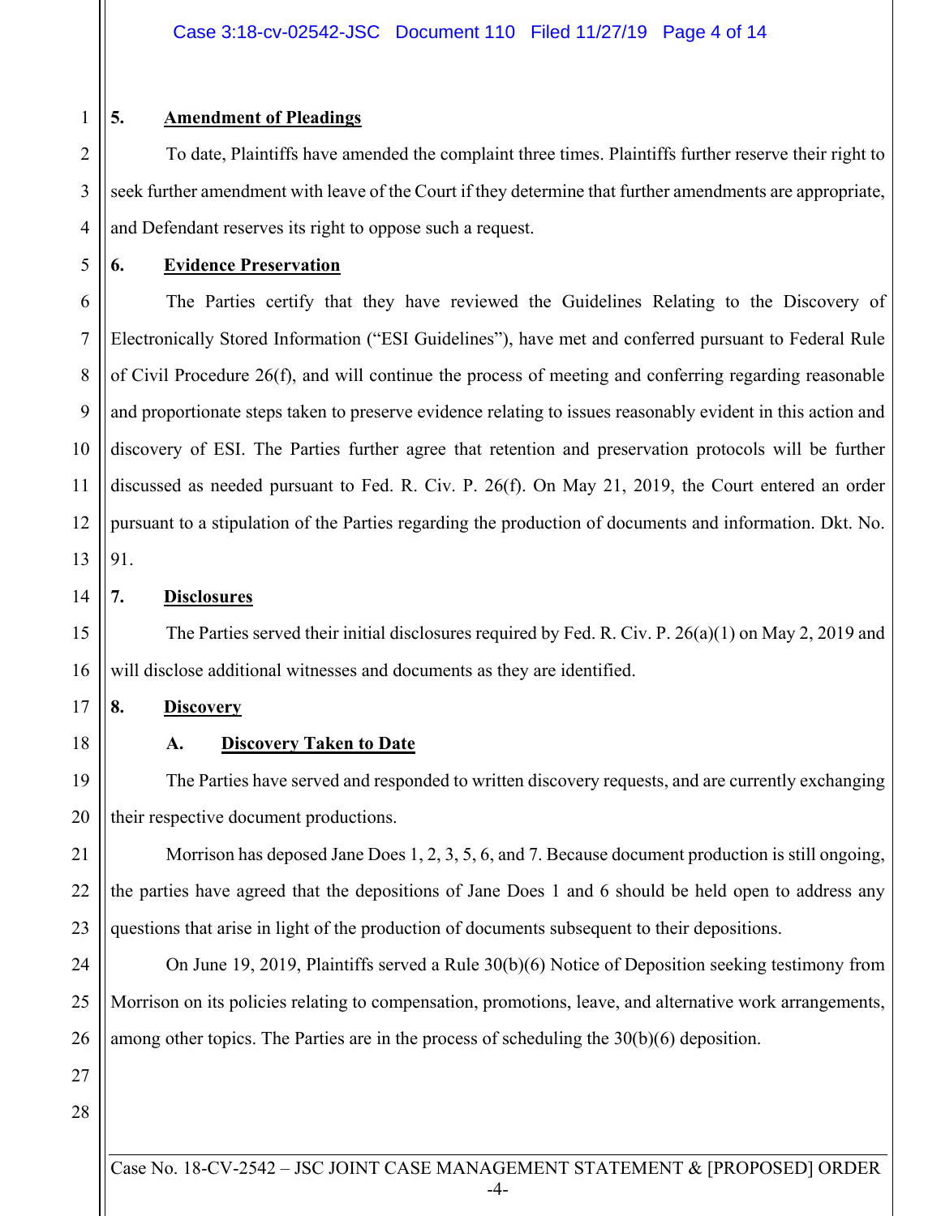**5. Amendment of Pleadings**

To date, Plaintiffs have amended the complaint three times. Plaintiffs further reserve their right to seek further amendment with leave of the Court if they determine that further amendments are appropriate, and Defendant reserves its right to oppose such a request.

**6. Evidence Preservation**

The Parties certify that they have reviewed the Guidelines Relating to the Discovery of Electronically Stored Information ("ESI Guidelines"), have met and conferred pursuant to Federal Rule of Civil Procedure 26(f), and will continue the process of meeting and conferring regarding reasonable and proportionate steps taken to preserve evidence relating to issues reasonably evident in this action and discovery of ESI. The Parties further agree that retention and preservation protocols will be further discussed as needed pursuant to Fed. R. Civ. P. 26(f). On May 21, 2019, the Court entered an order pursuant to a stipulation of the Parties regarding the production of documents and information. Dkt. No. 91.

**7. Disclosures**

The Parties served their initial disclosures required by Fed. R. Civ. P. 26(a)(1) on May 2, 2019 and will disclose additional witnesses and documents as they are identified.

**8. Discovery**

**A. Discovery Taken to Date**

The Parties have served and responded to written discovery requests, and are currently exchanging their respective document productions.

Morrison has deposed Jane Does 1, 2, 3, 5, 6, and 7. Because document production is still ongoing, the parties have agreed that the depositions of Jane Does 1 and 6 should be held open to address any questions that arise in light of the production of documents subsequent to their depositions.

On June 19, 2019, Plaintiffs served a Rule 30(b)(6) Notice of Deposition seeking testimony from Morrison on its policies relating to compensation, promotions, leave, and alternative work arrangements, among other topics. The Parties are in the process of scheduling the 30(b)(6) deposition.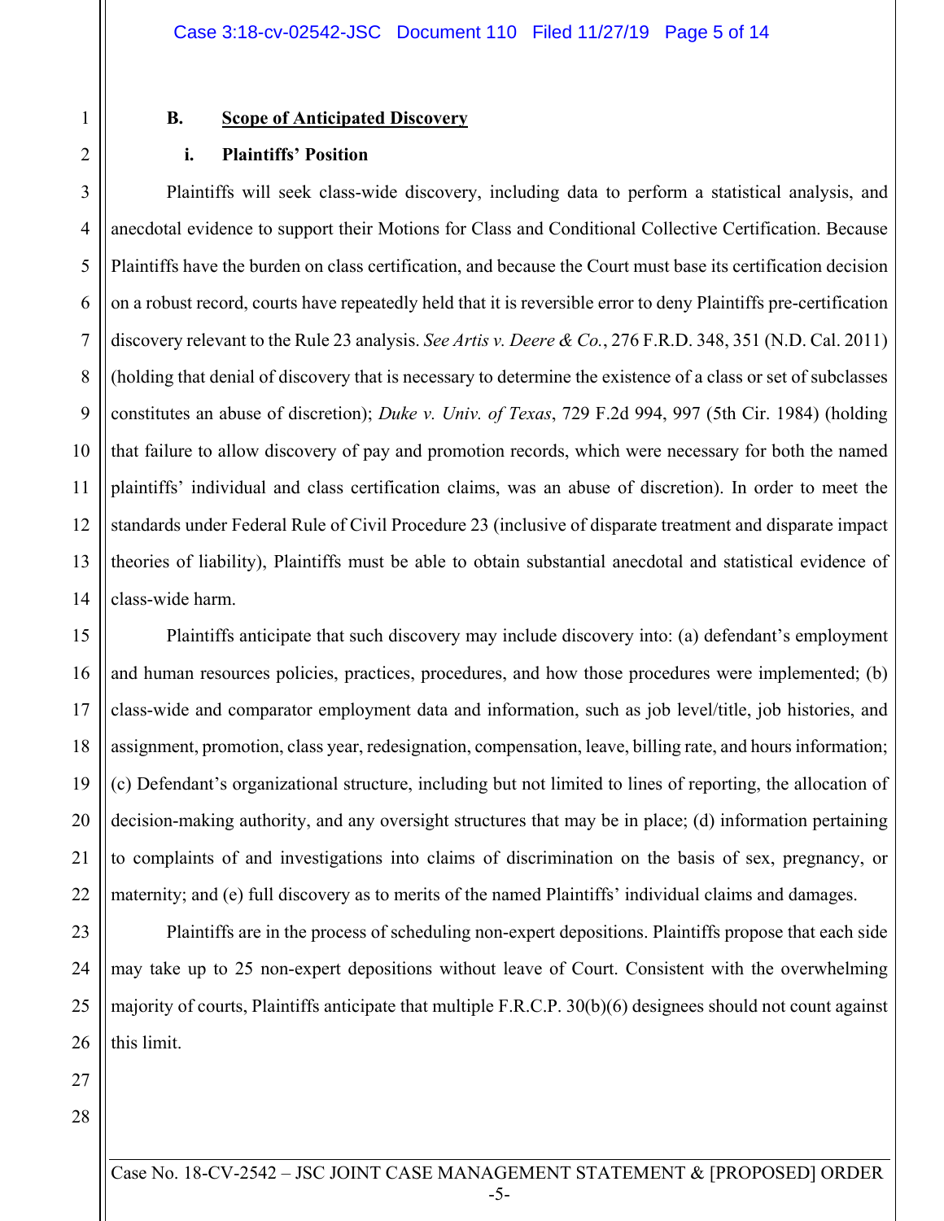## B. Scope of Anticipated Discovery

### i. Plaintiffs' Position

Plaintiffs will seek class-wide discovery, including data to perform a statistical analysis, and anecdotal evidence to support their Motions for Class and Conditional Collective Certification. Because Plaintiffs have the burden on class certification, and because the Court must base its certification decision on a robust record, courts have repeatedly held that it is reversible error to deny Plaintiffs pre-certification discovery relevant to the Rule 23 analysis. *See Artis v. Deere & Co.*, 276 F.R.D. 348, 351 (N.D. Cal. 2011) (holding that denial of discovery that is necessary to determine the existence of a class or set of subclasses constitutes an abuse of discretion); *Duke v. Univ. of Texas*, 729 F.2d 994, 997 (5th Cir. 1984) (holding that failure to allow discovery of pay and promotion records, which were necessary for both the named plaintiffs' individual and class certification claims, was an abuse of discretion). In order to meet the standards under Federal Rule of Civil Procedure 23 (inclusive of disparate treatment and disparate impact theories of liability), Plaintiffs must be able to obtain substantial anecdotal and statistical evidence of class-wide harm.

Plaintiffs anticipate that such discovery may include discovery into: (a) defendant's employment and human resources policies, practices, procedures, and how those procedures were implemented; (b) class-wide and comparator employment data and information, such as job level/title, job histories, and assignment, promotion, class year, redesignation, compensation, leave, billing rate, and hours information; (c) Defendant's organizational structure, including but not limited to lines of reporting, the allocation of decision-making authority, and any oversight structures that may be in place; (d) information pertaining to complaints of and investigations into claims of discrimination on the basis of sex, pregnancy, or maternity; and (e) full discovery as to merits of the named Plaintiffs' individual claims and damages.

Plaintiffs are in the process of scheduling non-expert depositions. Plaintiffs propose that each side may take up to 25 non-expert depositions without leave of Court. Consistent with the overwhelming majority of courts, Plaintiffs anticipate that multiple F.R.C.P. 30(b)(6) designees should not count against this limit.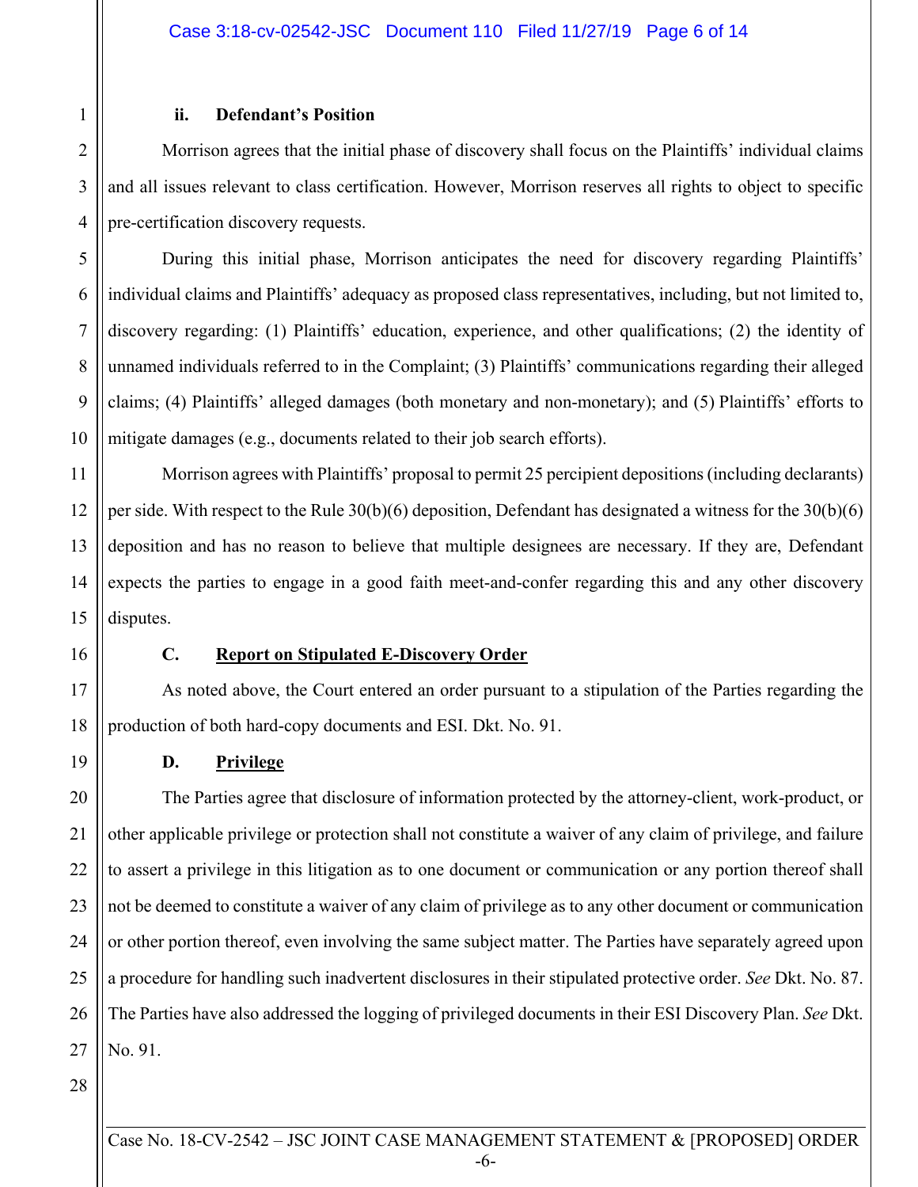### ii. Defendant's Position

Morrison agrees that the initial phase of discovery shall focus on the Plaintiffs' individual claims and all issues relevant to class certification. However, Morrison reserves all rights to object to specific pre-certification discovery requests.

During this initial phase, Morrison anticipates the need for discovery regarding Plaintiffs' individual claims and Plaintiffs' adequacy as proposed class representatives, including, but not limited to, discovery regarding: (1) Plaintiffs' education, experience, and other qualifications; (2) the identity of unnamed individuals referred to in the Complaint; (3) Plaintiffs' communications regarding their alleged claims; (4) Plaintiffs' alleged damages (both monetary and non-monetary); and (5) Plaintiffs' efforts to mitigate damages (e.g., documents related to their job search efforts).

Morrison agrees with Plaintiffs' proposal to permit 25 percipient depositions (including declarants) per side. With respect to the Rule 30(b)(6) deposition, Defendant has designated a witness for the 30(b)(6) deposition and has no reason to believe that multiple designees are necessary. If they are, Defendant expects the parties to engage in a good faith meet-and-confer regarding this and any other discovery disputes.

### C. Report on Stipulated E-Discovery Order

As noted above, the Court entered an order pursuant to a stipulation of the Parties regarding the production of both hard-copy documents and ESI. Dkt. No. 91.

### D. Privilege

The Parties agree that disclosure of information protected by the attorney-client, work-product, or other applicable privilege or protection shall not constitute a waiver of any claim of privilege, and failure to assert a privilege in this litigation as to one document or communication or any portion thereof shall not be deemed to constitute a waiver of any claim of privilege as to any other document or communication or other portion thereof, even involving the same subject matter. The Parties have separately agreed upon a procedure for handling such inadvertent disclosures in their stipulated protective order. *See* Dkt. No. 87. The Parties have also addressed the logging of privileged documents in their ESI Discovery Plan. *See* Dkt. No. 91.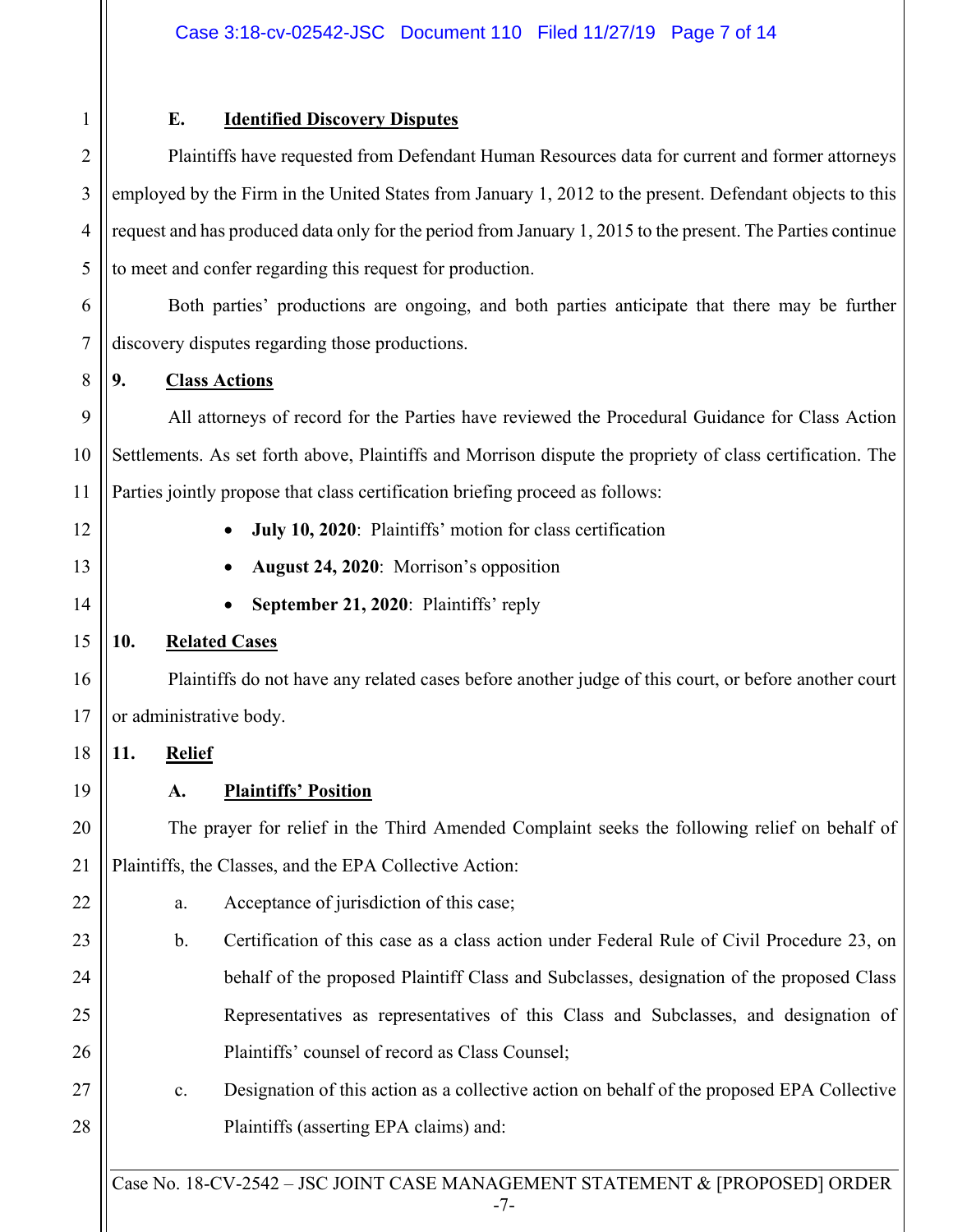### E. Identified Discovery Disputes

Plaintiffs have requested from Defendant Human Resources data for current and former attorneys employed by the Firm in the United States from January 1, 2012 to the present. Defendant objects to this request and has produced data only for the period from January 1, 2015 to the present. The Parties continue to meet and confer regarding this request for production.

Both parties' productions are ongoing, and both parties anticipate that there may be further discovery disputes regarding those productions.

## 9. Class Actions

All attorneys of record for the Parties have reviewed the Procedural Guidance for Class Action Settlements. As set forth above, Plaintiffs and Morrison dispute the propriety of class certification. The Parties jointly propose that class certification briefing proceed as follows:

- **July 10, 2020**: Plaintiffs' motion for class certification
- **August 24, 2020**: Morrison's opposition
- **September 21, 2020**: Plaintiffs' reply

## 10. Related Cases

Plaintiffs do not have any related cases before another judge of this court, or before another court or administrative body.

## 11. Relief

### A. Plaintiffs' Position

The prayer for relief in the Third Amended Complaint seeks the following relief on behalf of Plaintiffs, the Classes, and the EPA Collective Action:

a. Acceptance of jurisdiction of this case;

b. Certification of this case as a class action under Federal Rule of Civil Procedure 23, on behalf of the proposed Plaintiff Class and Subclasses, designation of the proposed Class Representatives as representatives of this Class and Subclasses, and designation of Plaintiffs' counsel of record as Class Counsel;

c. Designation of this action as a collective action on behalf of the proposed EPA Collective Plaintiffs (asserting EPA claims) and: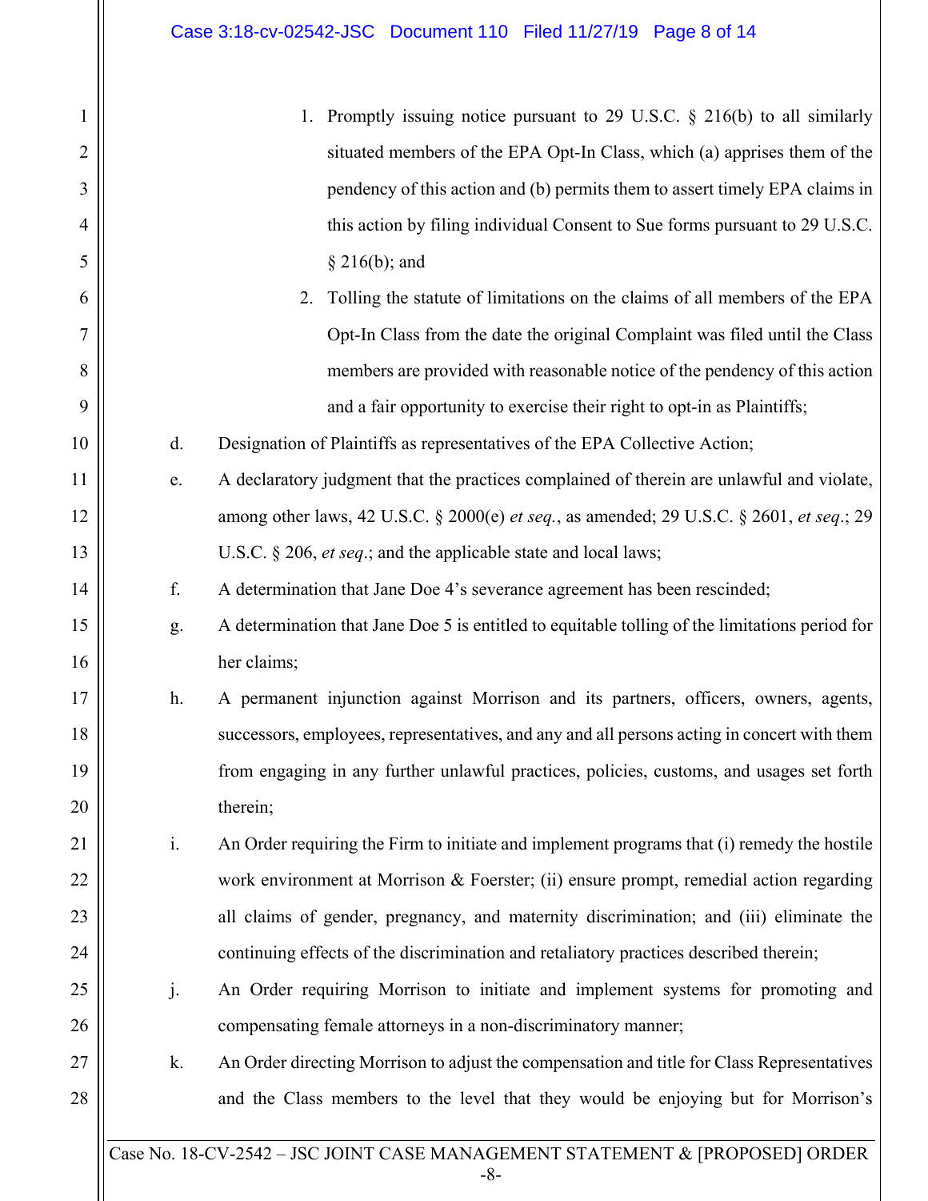1. Promptly issuing notice pursuant to 29 U.S.C. § 216(b) to all similarly situated members of the EPA Opt-In Class, which (a) apprises them of the pendency of this action and (b) permits them to assert timely EPA claims in this action by filing individual Consent to Sue forms pursuant to 29 U.S.C. § 216(b); and

2. Tolling the statute of limitations on the claims of all members of the EPA Opt-In Class from the date the original Complaint was filed until the Class members are provided with reasonable notice of the pendency of this action and a fair opportunity to exercise their right to opt-in as Plaintiffs;

d. Designation of Plaintiffs as representatives of the EPA Collective Action;

e. A declaratory judgment that the practices complained of therein are unlawful and violate, among other laws, 42 U.S.C. § 2000(e) *et seq.*, as amended; 29 U.S.C. § 2601, *et seq*.; 29 U.S.C. § 206, *et seq*.; and the applicable state and local laws;

f. A determination that Jane Doe 4's severance agreement has been rescinded;

g. A determination that Jane Doe 5 is entitled to equitable tolling of the limitations period for her claims;

h. A permanent injunction against Morrison and its partners, officers, owners, agents, successors, employees, representatives, and any and all persons acting in concert with them from engaging in any further unlawful practices, policies, customs, and usages set forth therein;

i. An Order requiring the Firm to initiate and implement programs that (i) remedy the hostile work environment at Morrison & Foerster; (ii) ensure prompt, remedial action regarding all claims of gender, pregnancy, and maternity discrimination; and (iii) eliminate the continuing effects of the discrimination and retaliatory practices described therein;

j. An Order requiring Morrison to initiate and implement systems for promoting and compensating female attorneys in a non-discriminatory manner;

k. An Order directing Morrison to adjust the compensation and title for Class Representatives and the Class members to the level that they would be enjoying but for Morrison's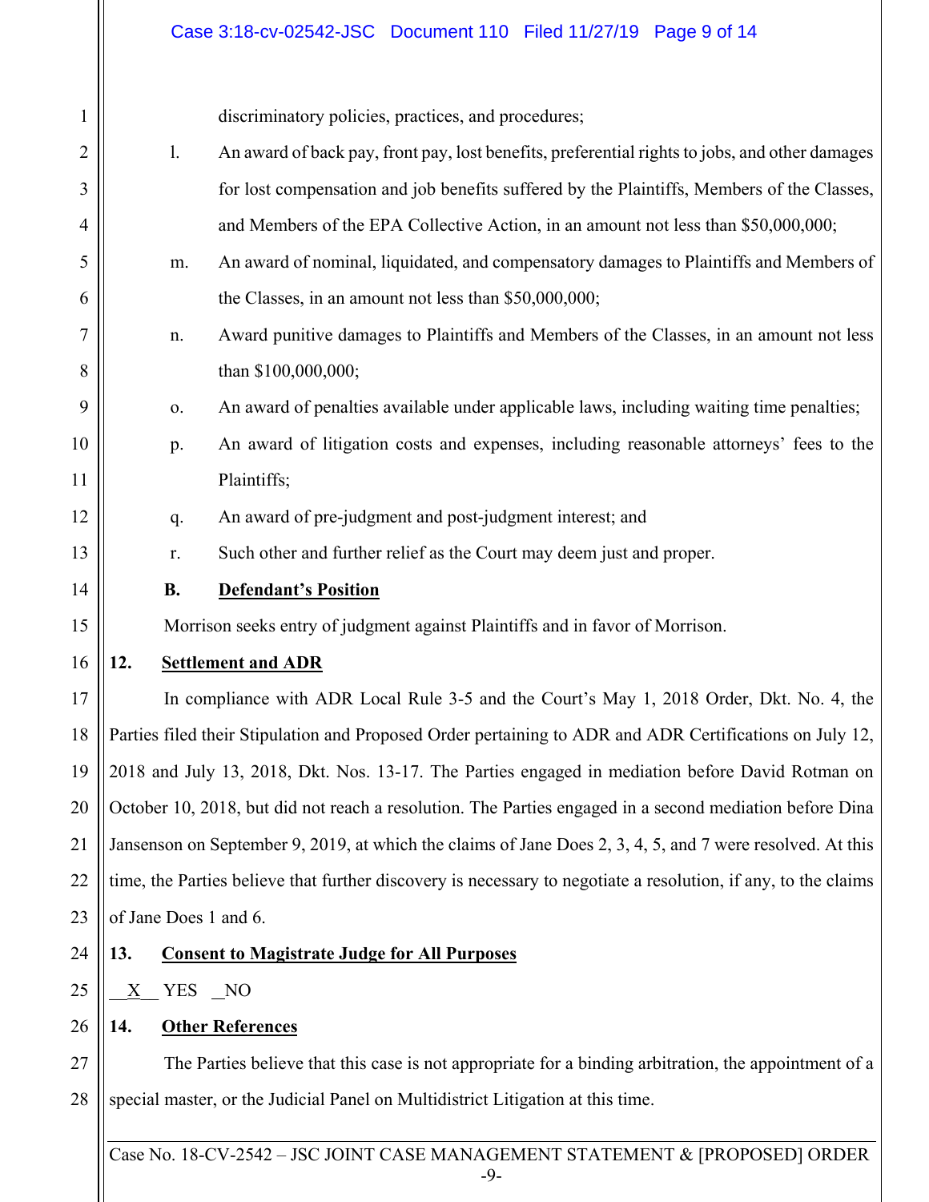discriminatory policies, practices, and procedures;

l. An award of back pay, front pay, lost benefits, preferential rights to jobs, and other damages for lost compensation and job benefits suffered by the Plaintiffs, Members of the Classes, and Members of the EPA Collective Action, in an amount not less than $50,000,000;

m. An award of nominal, liquidated, and compensatory damages to Plaintiffs and Members of the Classes, in an amount not less than $50,000,000;

n. Award punitive damages to Plaintiffs and Members of the Classes, in an amount not less than $100,000,000;

o. An award of penalties available under applicable laws, including waiting time penalties;

p. An award of litigation costs and expenses, including reasonable attorneys' fees to the Plaintiffs;

q. An award of pre-judgment and post-judgment interest; and

r. Such other and further relief as the Court may deem just and proper.

### B. Defendant's Position

Morrison seeks entry of judgment against Plaintiffs and in favor of Morrison.

## 12. Settlement and ADR

In compliance with ADR Local Rule 3-5 and the Court's May 1, 2018 Order, Dkt. No. 4, the Parties filed their Stipulation and Proposed Order pertaining to ADR and ADR Certifications on July 12, 2018 and July 13, 2018, Dkt. Nos. 13-17. The Parties engaged in mediation before David Rotman on October 10, 2018, but did not reach a resolution. The Parties engaged in a second mediation before Dina Jansenson on September 9, 2019, at which the claims of Jane Does 2, 3, 4, 5, and 7 were resolved. At this time, the Parties believe that further discovery is necessary to negotiate a resolution, if any, to the claims of Jane Does 1 and 6.

## 13. Consent to Magistrate Judge for All Purposes

__X__ YES __NO

## 14. Other References

The Parties believe that this case is not appropriate for a binding arbitration, the appointment of a special master, or the Judicial Panel on Multidistrict Litigation at this time.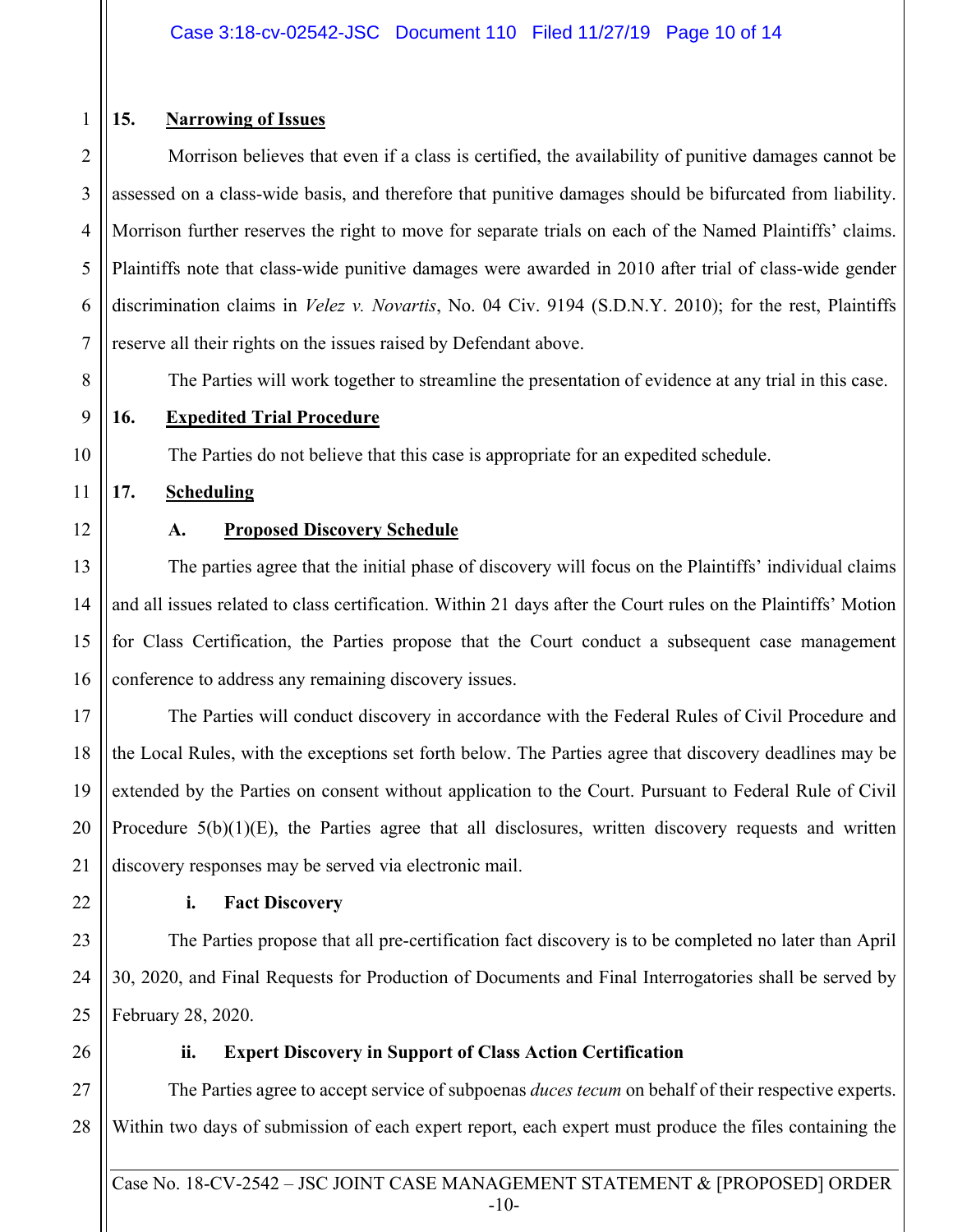## 15. Narrowing of Issues

Morrison believes that even if a class is certified, the availability of punitive damages cannot be assessed on a class-wide basis, and therefore that punitive damages should be bifurcated from liability. Morrison further reserves the right to move for separate trials on each of the Named Plaintiffs' claims. Plaintiffs note that class-wide punitive damages were awarded in 2010 after trial of class-wide gender discrimination claims in *Velez v. Novartis*, No. 04 Civ. 9194 (S.D.N.Y. 2010); for the rest, Plaintiffs reserve all their rights on the issues raised by Defendant above.

The Parties will work together to streamline the presentation of evidence at any trial in this case.

## 16. Expedited Trial Procedure

The Parties do not believe that this case is appropriate for an expedited schedule.

## 17. Scheduling

### A. Proposed Discovery Schedule

The parties agree that the initial phase of discovery will focus on the Plaintiffs' individual claims and all issues related to class certification. Within 21 days after the Court rules on the Plaintiffs' Motion for Class Certification, the Parties propose that the Court conduct a subsequent case management conference to address any remaining discovery issues.

The Parties will conduct discovery in accordance with the Federal Rules of Civil Procedure and the Local Rules, with the exceptions set forth below. The Parties agree that discovery deadlines may be extended by the Parties on consent without application to the Court. Pursuant to Federal Rule of Civil Procedure 5(b)(1)(E), the Parties agree that all disclosures, written discovery requests and written discovery responses may be served via electronic mail.

#### i. Fact Discovery

The Parties propose that all pre-certification fact discovery is to be completed no later than April 30, 2020, and Final Requests for Production of Documents and Final Interrogatories shall be served by February 28, 2020.

#### ii. Expert Discovery in Support of Class Action Certification

The Parties agree to accept service of subpoenas *duces tecum* on behalf of their respective experts. Within two days of submission of each expert report, each expert must produce the files containing the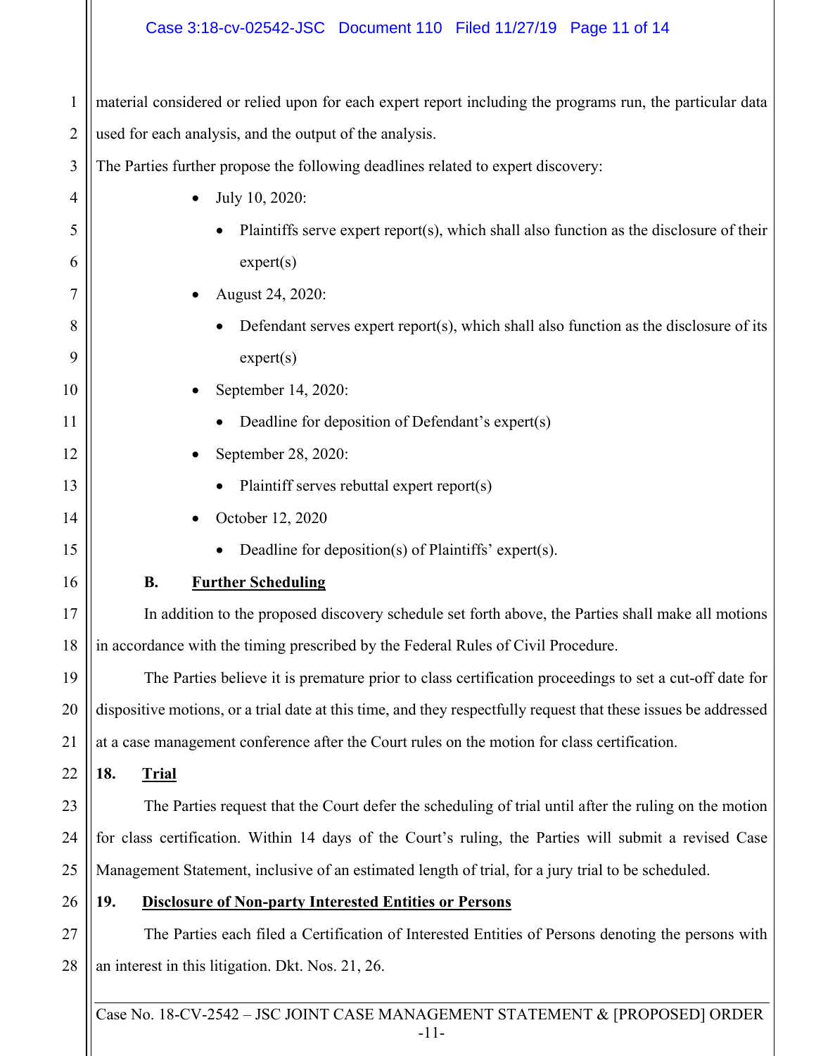material considered or relied upon for each expert report including the programs run, the particular data used for each analysis, and the output of the analysis.

The Parties further propose the following deadlines related to expert discovery:

- July 10, 2020:
  - Plaintiffs serve expert report(s), which shall also function as the disclosure of their expert(s)
- August 24, 2020:
  - Defendant serves expert report(s), which shall also function as the disclosure of its expert(s)
- September 14, 2020:
  - Deadline for deposition of Defendant's expert(s)
- September 28, 2020:
  - Plaintiff serves rebuttal expert report(s)
- October 12, 2020
  - Deadline for deposition(s) of Plaintiffs' expert(s).

### B. Further Scheduling

In addition to the proposed discovery schedule set forth above, the Parties shall make all motions in accordance with the timing prescribed by the Federal Rules of Civil Procedure.

The Parties believe it is premature prior to class certification proceedings to set a cut-off date for dispositive motions, or a trial date at this time, and they respectfully request that these issues be addressed at a case management conference after the Court rules on the motion for class certification.

## 18. Trial

The Parties request that the Court defer the scheduling of trial until after the ruling on the motion for class certification. Within 14 days of the Court's ruling, the Parties will submit a revised Case Management Statement, inclusive of an estimated length of trial, for a jury trial to be scheduled.

## 19. Disclosure of Non-party Interested Entities or Persons

The Parties each filed a Certification of Interested Entities of Persons denoting the persons with an interest in this litigation. Dkt. Nos. 21, 26.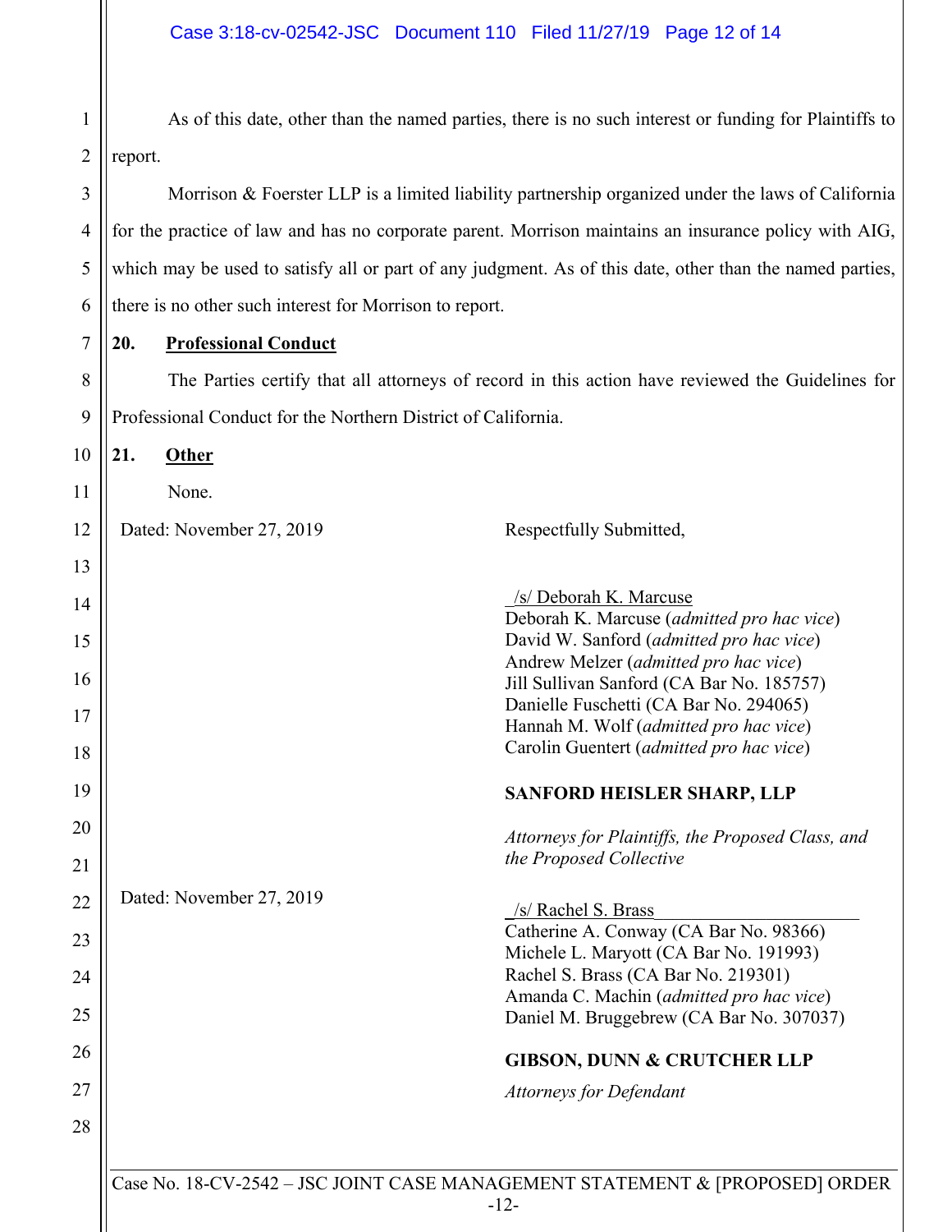As of this date, other than the named parties, there is no such interest or funding for Plaintiffs to report.

Morrison & Foerster LLP is a limited liability partnership organized under the laws of California for the practice of law and has no corporate parent. Morrison maintains an insurance policy with AIG, which may be used to satisfy all or part of any judgment. As of this date, other than the named parties, there is no other such interest for Morrison to report.

**20. Professional Conduct**

The Parties certify that all attorneys of record in this action have reviewed the Guidelines for Professional Conduct for the Northern District of California.

**21. Other**

None.

Dated: November 27, 2019

Respectfully Submitted,

/s/ Deborah K. Marcuse
Deborah K. Marcuse (*admitted pro hac vice*)
David W. Sanford (*admitted pro hac vice*)
Andrew Melzer (*admitted pro hac vice*)
Jill Sullivan Sanford (CA Bar No. 185757)
Danielle Fuschetti (CA Bar No. 294065)
Hannah M. Wolf (*admitted pro hac vice*)
Carolin Guentert (*admitted pro hac vice*)

**SANFORD HEISLER SHARP, LLP**

*Attorneys for Plaintiffs, the Proposed Class, and the Proposed Collective*

Dated: November 27, 2019

/s/ Rachel S. Brass
Catherine A. Conway (CA Bar No. 98366)
Michele L. Maryott (CA Bar No. 191993)
Rachel S. Brass (CA Bar No. 219301)
Amanda C. Machin (*admitted pro hac vice*)
Daniel M. Bruggebrew (CA Bar No. 307037)

**GIBSON, DUNN & CRUTCHER LLP**

*Attorneys for Defendant*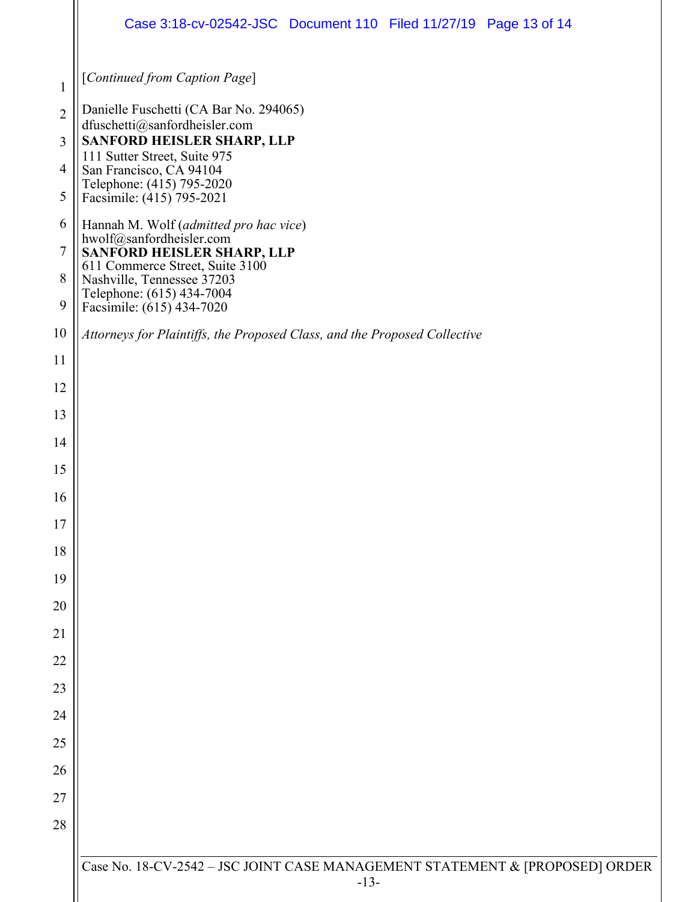[*Continued from Caption Page*]

Danielle Fuschetti (CA Bar No. 294065)
dfuschetti@sanfordheisler.com
**SANFORD HEISLER SHARP, LLP**
111 Sutter Street, Suite 975
San Francisco, CA 94104
Telephone: (415) 795-2020
Facsimile: (415) 795-2021

Hannah M. Wolf (*admitted pro hac vice*)
hwolf@sanfordheisler.com
**SANFORD HEISLER SHARP, LLP**
611 Commerce Street, Suite 3100
Nashville, Tennessee 37203
Telephone: (615) 434-7004
Facsimile: (615) 434-7020

*Attorneys for Plaintiffs, the Proposed Class, and the Proposed Collective*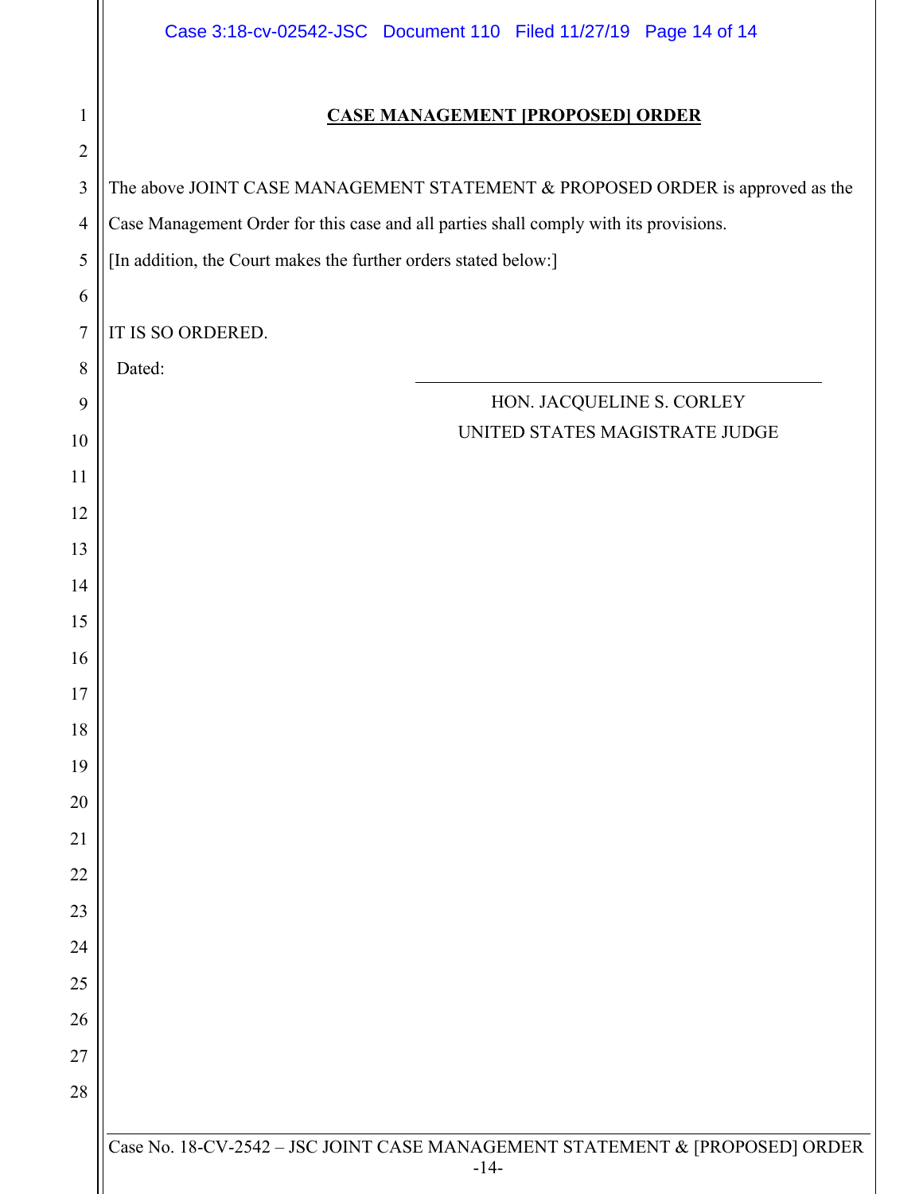**CASE MANAGEMENT [PROPOSED] ORDER**

The above JOINT CASE MANAGEMENT STATEMENT & PROPOSED ORDER is approved as the Case Management Order for this case and all parties shall comply with its provisions.

[In addition, the Court makes the further orders stated below:]

IT IS SO ORDERED.

Dated:

_______________________________

HON. JACQUELINE S. CORLEY
UNITED STATES MAGISTRATE JUDGE